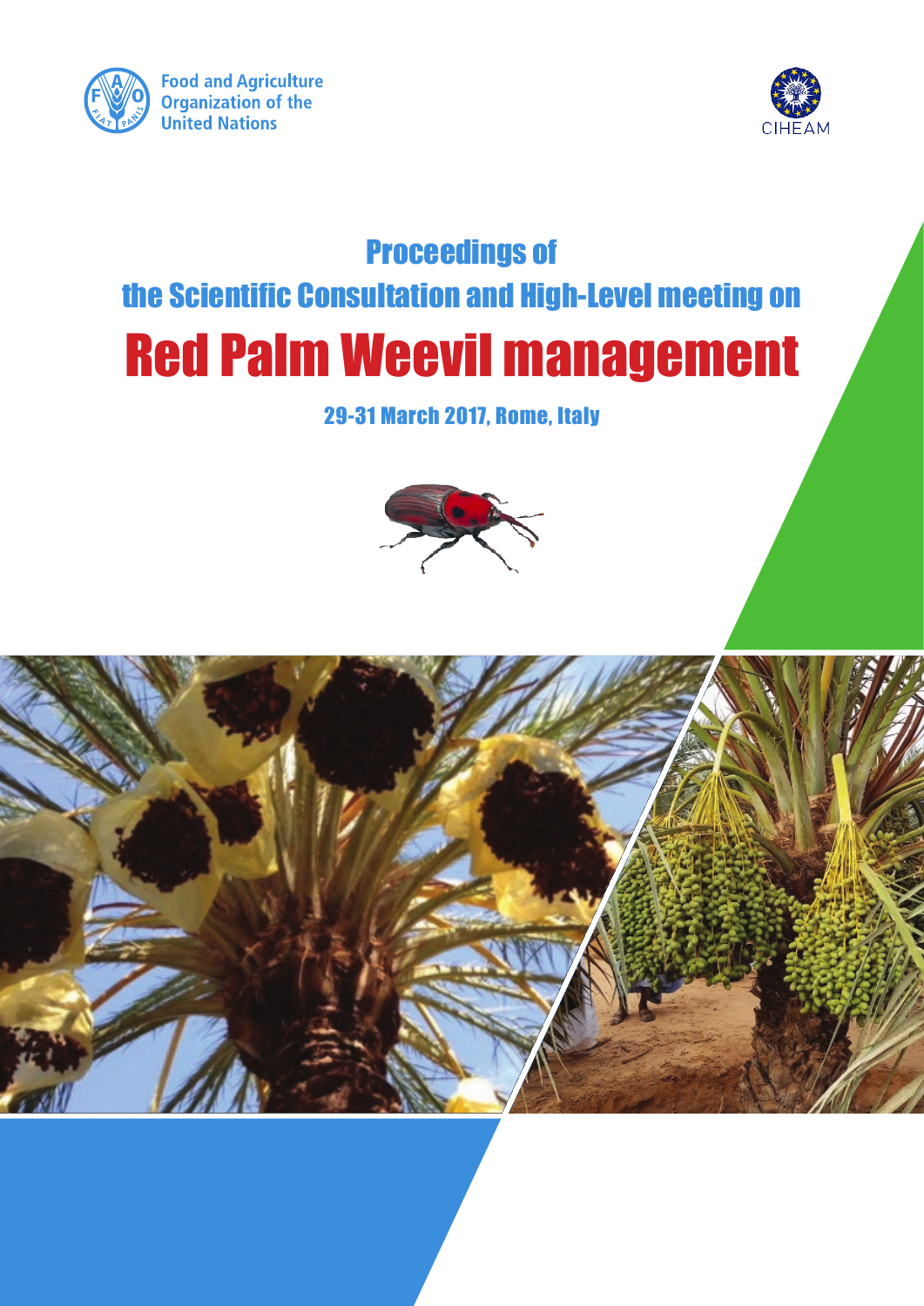Food and Agriculture Organization of the United Nations

CIHEAM

# Proceedings of the Scientific Consultation and High-Level meeting on

# Red Palm Weevil management

29-31 March 2017, Rome, Italy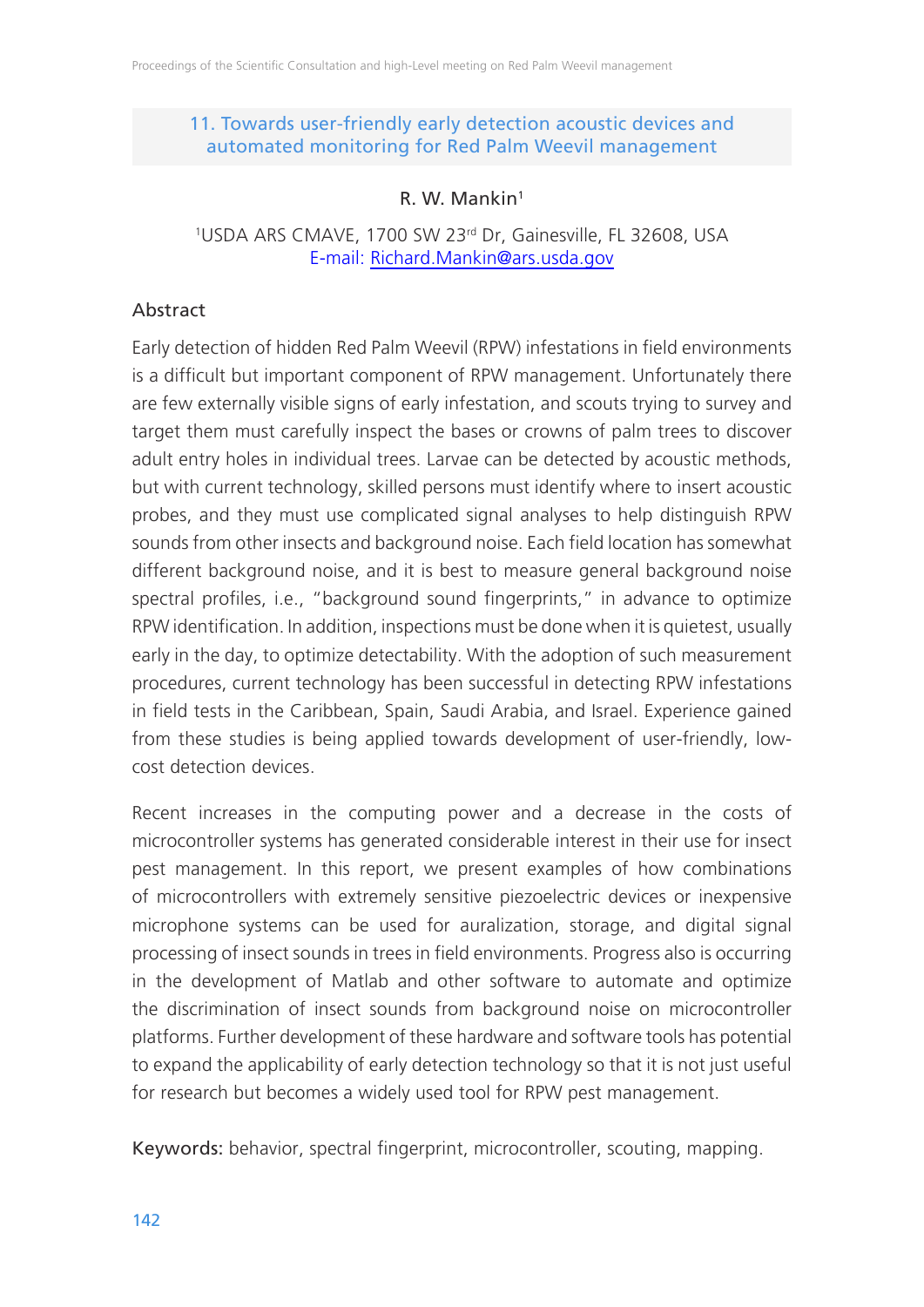## 11. Towards user-friendly early detection acoustic devices and automated monitoring for Red Palm Weevil management

R. W. Mankin[1]

[1]USDA ARS CMAVE, 1700 SW 23rd Dr, Gainesville, FL 32608, USA
E-mail: Richard.Mankin@ars.usda.gov

### Abstract

Early detection of hidden Red Palm Weevil (RPW) infestations in field environments is a difficult but important component of RPW management. Unfortunately there are few externally visible signs of early infestation, and scouts trying to survey and target them must carefully inspect the bases or crowns of palm trees to discover adult entry holes in individual trees. Larvae can be detected by acoustic methods, but with current technology, skilled persons must identify where to insert acoustic probes, and they must use complicated signal analyses to help distinguish RPW sounds from other insects and background noise. Each field location has somewhat different background noise, and it is best to measure general background noise spectral profiles, i.e., "background sound fingerprints," in advance to optimize RPW identification. In addition, inspections must be done when it is quietest, usually early in the day, to optimize detectability. With the adoption of such measurement procedures, current technology has been successful in detecting RPW infestations in field tests in the Caribbean, Spain, Saudi Arabia, and Israel. Experience gained from these studies is being applied towards development of user-friendly, low-cost detection devices.

Recent increases in the computing power and a decrease in the costs of microcontroller systems has generated considerable interest in their use for insect pest management. In this report, we present examples of how combinations of microcontrollers with extremely sensitive piezoelectric devices or inexpensive microphone systems can be used for auralization, storage, and digital signal processing of insect sounds in trees in field environments. Progress also is occurring in the development of Matlab and other software to automate and optimize the discrimination of insect sounds from background noise on microcontroller platforms. Further development of these hardware and software tools has potential to expand the applicability of early detection technology so that it is not just useful for research but becomes a widely used tool for RPW pest management.

**Keywords:** behavior, spectral fingerprint, microcontroller, scouting, mapping.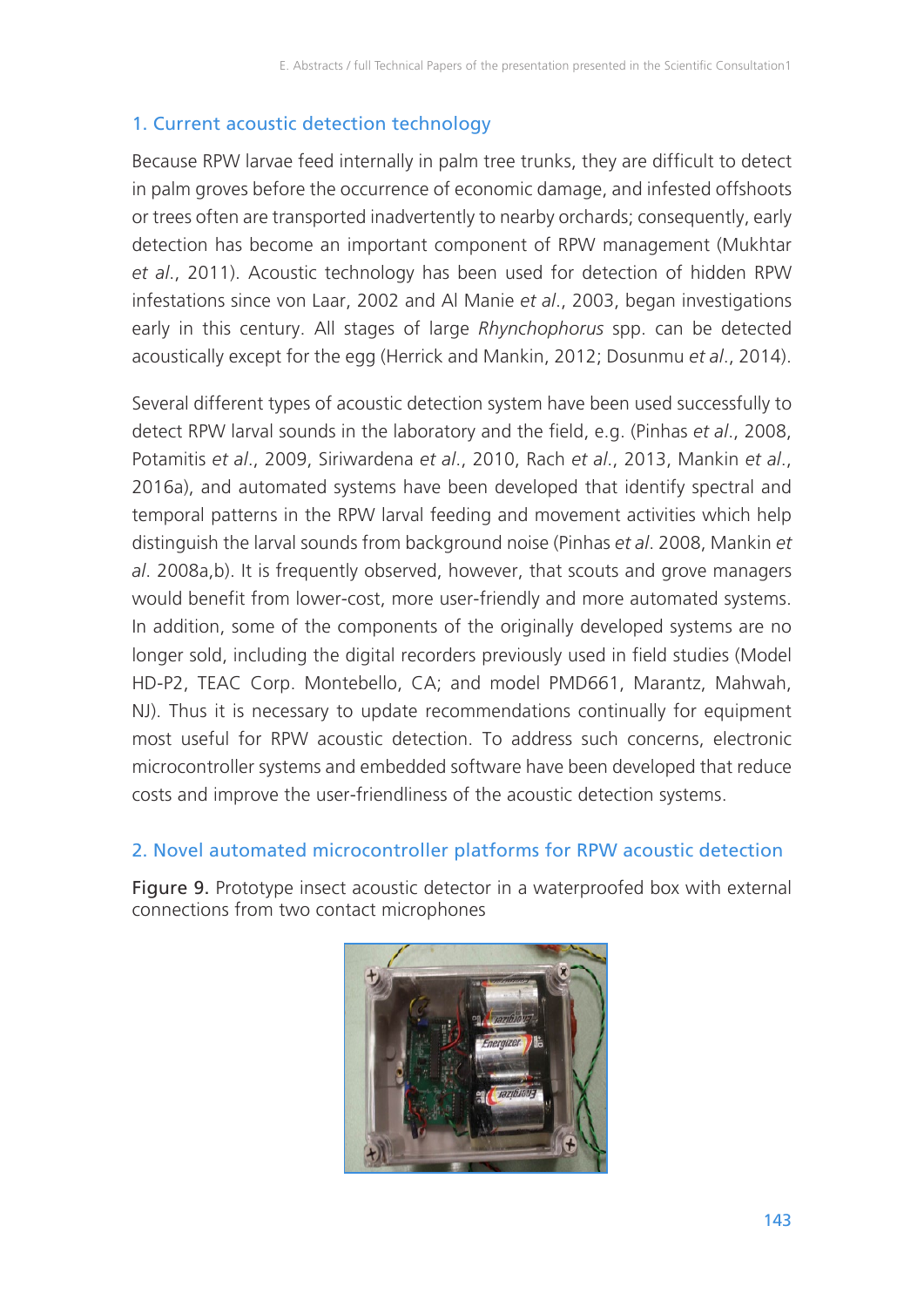## 1. Current acoustic detection technology

Because RPW larvae feed internally in palm tree trunks, they are difficult to detect in palm groves before the occurrence of economic damage, and infested offshoots or trees often are transported inadvertently to nearby orchards; consequently, early detection has become an important component of RPW management (Mukhtar *et al*., 2011). Acoustic technology has been used for detection of hidden RPW infestations since von Laar, 2002 and Al Manie *et al*., 2003, began investigations early in this century. All stages of large *Rhynchophorus* spp. can be detected acoustically except for the egg (Herrick and Mankin, 2012; Dosunmu *et al*., 2014).

Several different types of acoustic detection system have been used successfully to detect RPW larval sounds in the laboratory and the field, e.g. (Pinhas *et al*., 2008, Potamitis *et al*., 2009, Siriwardena *et al*., 2010, Rach *et al*., 2013, Mankin *et al*., 2016a), and automated systems have been developed that identify spectral and temporal patterns in the RPW larval feeding and movement activities which help distinguish the larval sounds from background noise (Pinhas *et al*. 2008, Mankin *et al*. 2008a,b). It is frequently observed, however, that scouts and grove managers would benefit from lower-cost, more user-friendly and more automated systems. In addition, some of the components of the originally developed systems are no longer sold, including the digital recorders previously used in field studies (Model HD-P2, TEAC Corp. Montebello, CA; and model PMD661, Marantz, Mahwah, NJ). Thus it is necessary to update recommendations continually for equipment most useful for RPW acoustic detection. To address such concerns, electronic microcontroller systems and embedded software have been developed that reduce costs and improve the user-friendliness of the acoustic detection systems.

## 2. Novel automated microcontroller platforms for RPW acoustic detection

**Figure 9.** Prototype insect acoustic detector in a waterproofed box with external connections from two contact microphones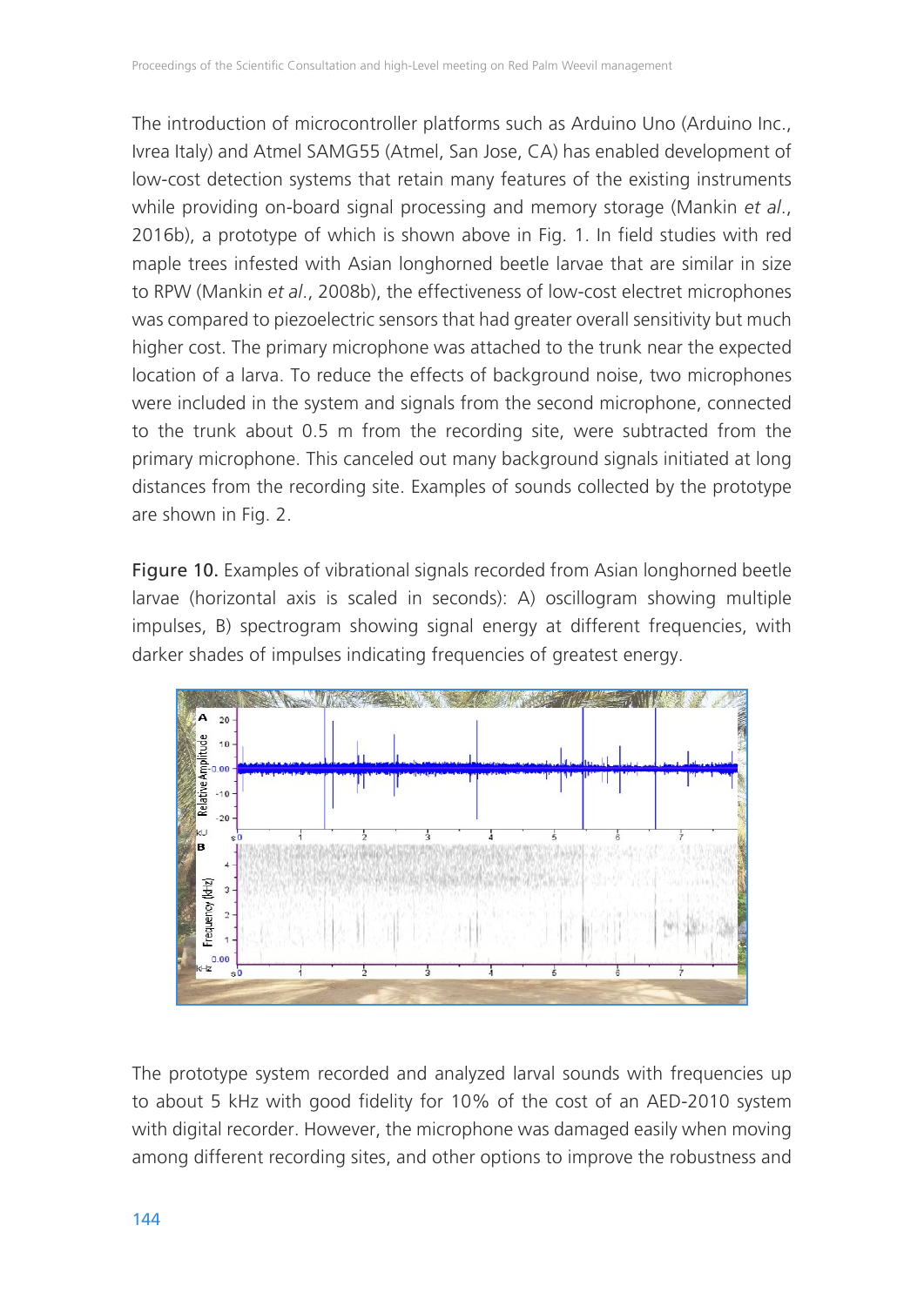The introduction of microcontroller platforms such as Arduino Uno (Arduino Inc., Ivrea Italy) and Atmel SAMG55 (Atmel, San Jose, CA) has enabled development of low-cost detection systems that retain many features of the existing instruments while providing on-board signal processing and memory storage (Mankin *et al.*, 2016b), a prototype of which is shown above in Fig. 1. In field studies with red maple trees infested with Asian longhorned beetle larvae that are similar in size to RPW (Mankin *et al.*, 2008b), the effectiveness of low-cost electret microphones was compared to piezoelectric sensors that had greater overall sensitivity but much higher cost. The primary microphone was attached to the trunk near the expected location of a larva. To reduce the effects of background noise, two microphones were included in the system and signals from the second microphone, connected to the trunk about 0.5 m from the recording site, were subtracted from the primary microphone. This canceled out many background signals initiated at long distances from the recording site. Examples of sounds collected by the prototype are shown in Fig. 2.

Figure 10. Examples of vibrational signals recorded from Asian longhorned beetle larvae (horizontal axis is scaled in seconds): A) oscillogram showing multiple impulses, B) spectrogram showing signal energy at different frequencies, with darker shades of impulses indicating frequencies of greatest energy.

The prototype system recorded and analyzed larval sounds with frequencies up to about 5 kHz with good fidelity for 10% of the cost of an AED-2010 system with digital recorder. However, the microphone was damaged easily when moving among different recording sites, and other options to improve the robustness and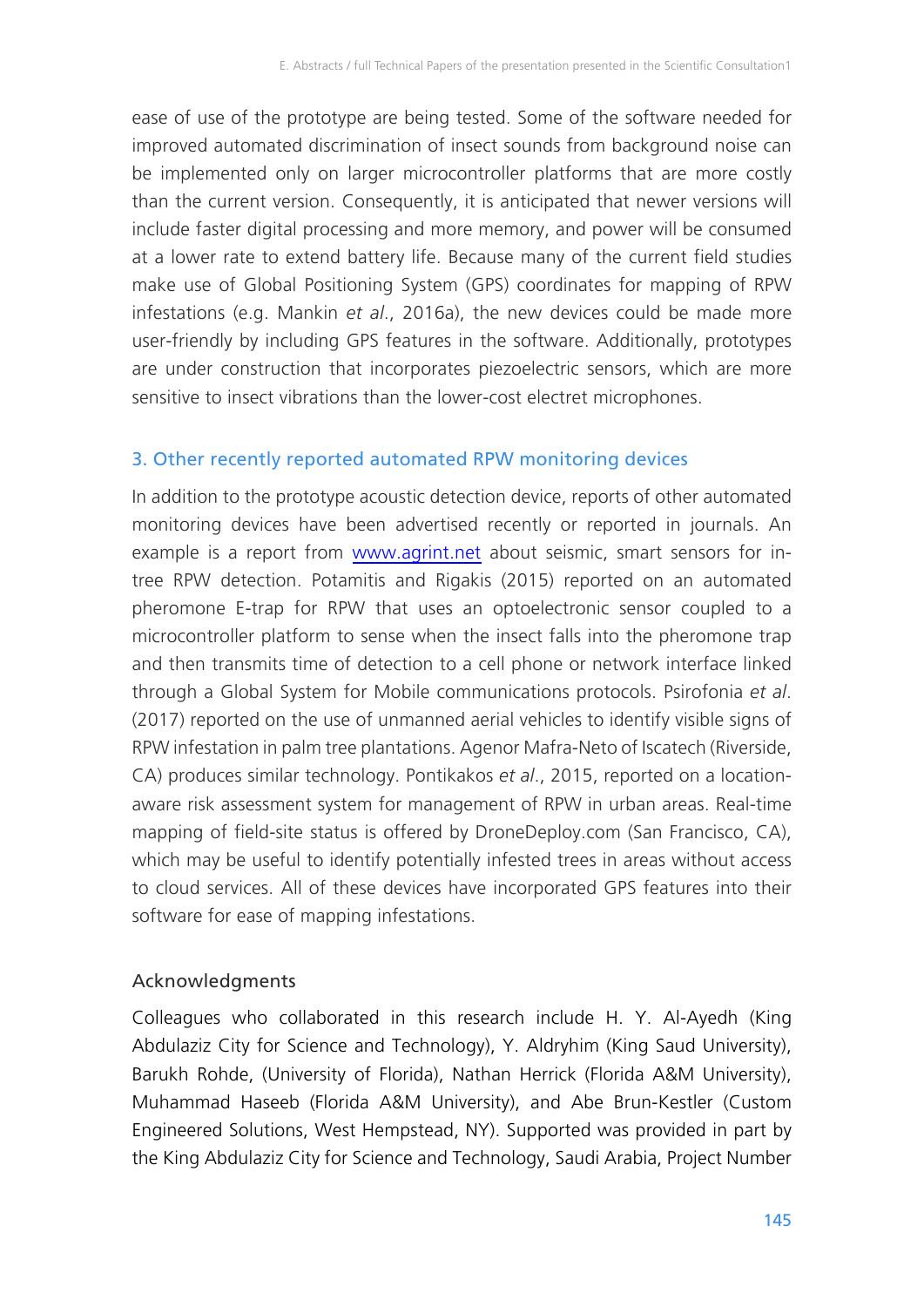ease of use of the prototype are being tested. Some of the software needed for improved automated discrimination of insect sounds from background noise can be implemented only on larger microcontroller platforms that are more costly than the current version. Consequently, it is anticipated that newer versions will include faster digital processing and more memory, and power will be consumed at a lower rate to extend battery life. Because many of the current field studies make use of Global Positioning System (GPS) coordinates for mapping of RPW infestations (e.g. Mankin *et al*., 2016a), the new devices could be made more user-friendly by including GPS features in the software. Additionally, prototypes are under construction that incorporates piezoelectric sensors, which are more sensitive to insect vibrations than the lower-cost electret microphones.

## 3. Other recently reported automated RPW monitoring devices

In addition to the prototype acoustic detection device, reports of other automated monitoring devices have been advertised recently or reported in journals. An example is a report from [www.agrint.net](http://www.agrint.net) about seismic, smart sensors for in-tree RPW detection. Potamitis and Rigakis (2015) reported on an automated pheromone E-trap for RPW that uses an optoelectronic sensor coupled to a microcontroller platform to sense when the insect falls into the pheromone trap and then transmits time of detection to a cell phone or network interface linked through a Global System for Mobile communications protocols. Psirofonia *et al*. (2017) reported on the use of unmanned aerial vehicles to identify visible signs of RPW infestation in palm tree plantations. Agenor Mafra-Neto of Iscatech (Riverside, CA) produces similar technology. Pontikakos *et al*., 2015, reported on a location-aware risk assessment system for management of RPW in urban areas. Real-time mapping of field-site status is offered by DroneDeploy.com (San Francisco, CA), which may be useful to identify potentially infested trees in areas without access to cloud services. All of these devices have incorporated GPS features into their software for ease of mapping infestations.

### Acknowledgments

Colleagues who collaborated in this research include H. Y. Al-Ayedh (King Abdulaziz City for Science and Technology), Y. Aldryhim (King Saud University), Barukh Rohde, (University of Florida), Nathan Herrick (Florida A&M University), Muhammad Haseeb (Florida A&M University), and Abe Brun-Kestler (Custom Engineered Solutions, West Hempstead, NY). Supported was provided in part by the King Abdulaziz City for Science and Technology, Saudi Arabia, Project Number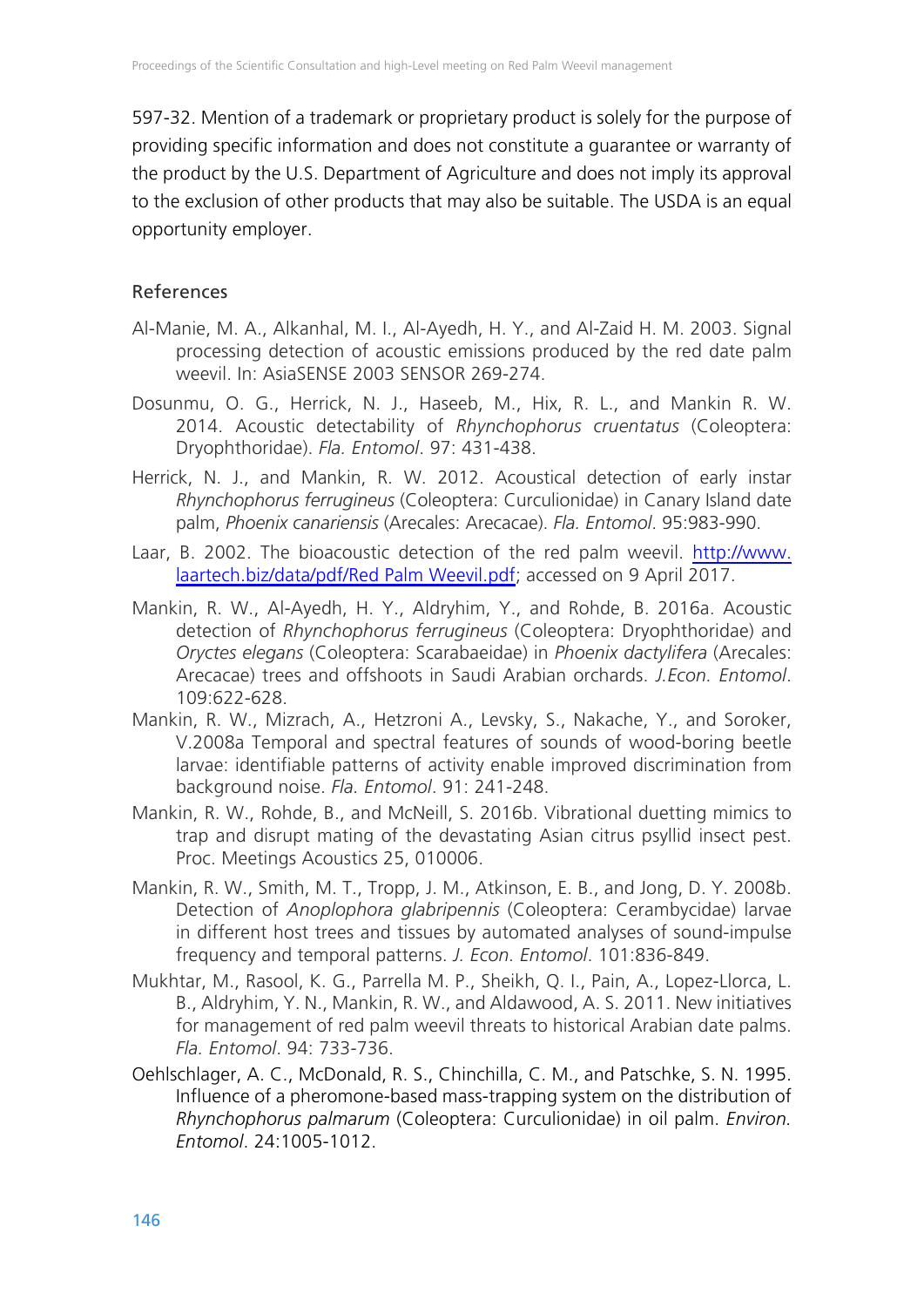597-32. Mention of a trademark or proprietary product is solely for the purpose of providing specific information and does not constitute a guarantee or warranty of the product by the U.S. Department of Agriculture and does not imply its approval to the exclusion of other products that may also be suitable. The USDA is an equal opportunity employer.

## References

Al-Manie, M. A., Alkanhal, M. I., Al-Ayedh, H. Y., and Al-Zaid H. M. 2003. Signal processing detection of acoustic emissions produced by the red date palm weevil. In: AsiaSENSE 2003 SENSOR 269-274.

Dosunmu, O. G., Herrick, N. J., Haseeb, M., Hix, R. L., and Mankin R. W. 2014. Acoustic detectability of *Rhynchophorus cruentatus* (Coleoptera: Dryophthoridae). *Fla. Entomol*. 97: 431-438.

Herrick, N. J., and Mankin, R. W. 2012. Acoustical detection of early instar *Rhynchophorus ferrugineus* (Coleoptera: Curculionidae) in Canary Island date palm, *Phoenix canariensis* (Arecales: Arecacae). *Fla. Entomol*. 95:983-990.

Laar, B. 2002. The bioacoustic detection of the red palm weevil. [http://www.laartech.biz/data/pdf/Red Palm Weevil.pdf](http://www.laartech.biz/data/pdf/Red Palm Weevil.pdf); accessed on 9 April 2017.

Mankin, R. W., Al-Ayedh, H. Y., Aldryhim, Y., and Rohde, B. 2016a. Acoustic detection of *Rhynchophorus ferrugineus* (Coleoptera: Dryophthoridae) and *Oryctes elegans* (Coleoptera: Scarabaeidae) in *Phoenix dactylifera* (Arecales: Arecacae) trees and offshoots in Saudi Arabian orchards. *J.Econ. Entomol*. 109:622-628.

Mankin, R. W., Mizrach, A., Hetzroni A., Levsky, S., Nakache, Y., and Soroker, V.2008a Temporal and spectral features of sounds of wood-boring beetle larvae: identifiable patterns of activity enable improved discrimination from background noise. *Fla. Entomol*. 91: 241-248.

Mankin, R. W., Rohde, B., and McNeill, S. 2016b. Vibrational duetting mimics to trap and disrupt mating of the devastating Asian citrus psyllid insect pest. Proc. Meetings Acoustics 25, 010006.

Mankin, R. W., Smith, M. T., Tropp, J. M., Atkinson, E. B., and Jong, D. Y. 2008b. Detection of *Anoplophora glabripennis* (Coleoptera: Cerambycidae) larvae in different host trees and tissues by automated analyses of sound-impulse frequency and temporal patterns. *J. Econ. Entomol*. 101:836-849.

Mukhtar, M., Rasool, K. G., Parrella M. P., Sheikh, Q. I., Pain, A., Lopez-Llorca, L. B., Aldryhim, Y. N., Mankin, R. W., and Aldawood, A. S. 2011. New initiatives for management of red palm weevil threats to historical Arabian date palms. *Fla. Entomol*. 94: 733-736.

Oehlschlager, A. C., McDonald, R. S., Chinchilla, C. M., and Patschke, S. N. 1995. Influence of a pheromone-based mass-trapping system on the distribution of *Rhynchophorus palmarum* (Coleoptera: Curculionidae) in oil palm. *Environ. Entomol*. 24:1005-1012.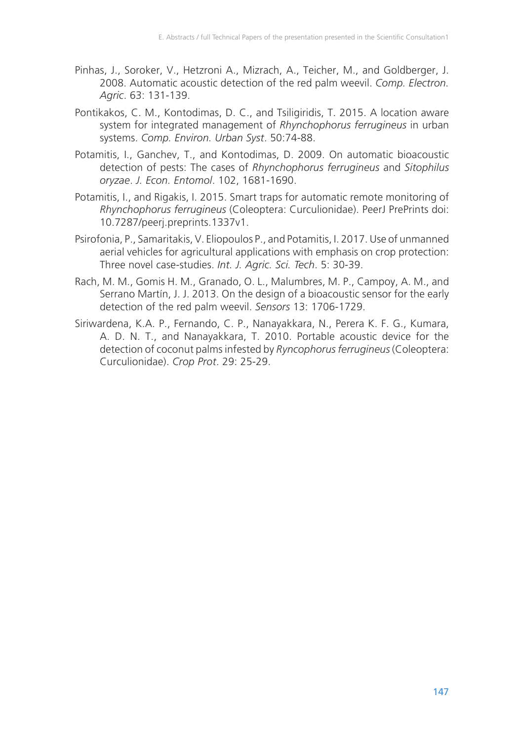Pinhas, J., Soroker, V., Hetzroni A., Mizrach, A., Teicher, M., and Goldberger, J. 2008. Automatic acoustic detection of the red palm weevil. *Comp. Electron. Agric*. 63: 131-139.

Pontikakos, C. M., Kontodimas, D. C., and Tsiligiridis, T. 2015. A location aware system for integrated management of *Rhynchophorus ferrugineus* in urban systems. *Comp. Environ. Urban Syst*. 50:74-88.

Potamitis, I., Ganchev, T., and Kontodimas, D. 2009. On automatic bioacoustic detection of pests: The cases of *Rhynchophorus ferrugineus* and *Sitophilus oryzae*. *J. Econ. Entomol*. 102, 1681-1690.

Potamitis, I., and Rigakis, I. 2015. Smart traps for automatic remote monitoring of *Rhynchophorus ferrugineus* (Coleoptera: Curculionidae). PeerJ PrePrints doi: 10.7287/peerj.preprints.1337v1.

Psirofonia, P., Samaritakis, V. Eliopoulos P., and Potamitis, I. 2017. Use of unmanned aerial vehicles for agricultural applications with emphasis on crop protection: Three novel case-studies. *Int. J. Agric. Sci. Tech*. 5: 30-39.

Rach, M. M., Gomis H. M., Granado, O. L., Malumbres, M. P., Campoy, A. M., and Serrano Martín, J. J. 2013. On the design of a bioacoustic sensor for the early detection of the red palm weevil. *Sensors* 13: 1706-1729.

Siriwardena, K.A. P., Fernando, C. P., Nanayakkara, N., Perera K. F. G., Kumara, A. D. N. T., and Nanayakkara, T. 2010. Portable acoustic device for the detection of coconut palms infested by *Ryncophorus ferrugineus* (Coleoptera: Curculionidae). *Crop Prot*. 29: 25-29.